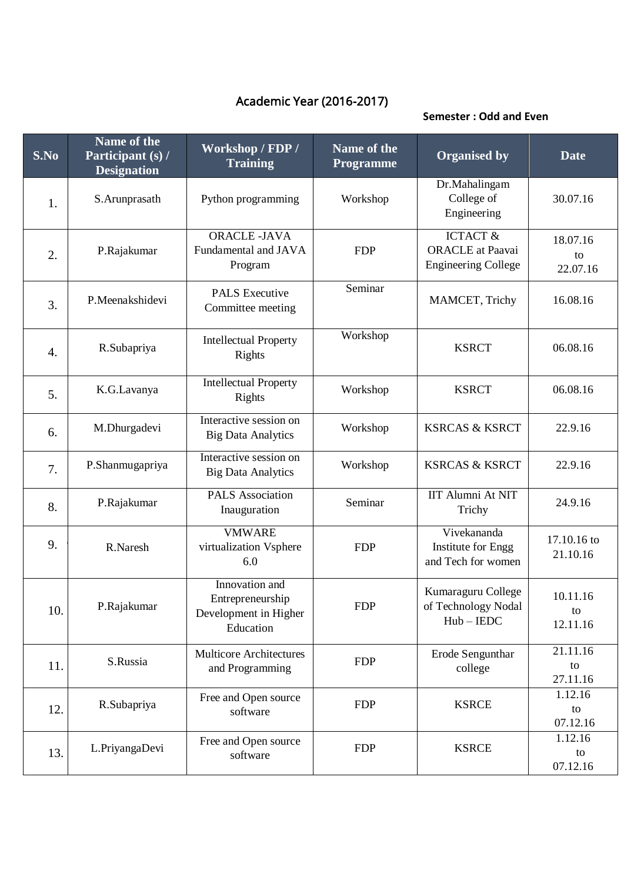# Academic Year (2016-2017)

**Semester : Odd and Even**

| S.No | Name of the Participant (s) / Designation | Workshop / FDP / Training | Name of the Programme | Organised by | Date |
|---|---|---|---|---|---|
| 1. | S.Arunprasath | Python programming | Workshop | Dr.Mahalingam College of Engineering | 30.07.16 |
| 2. | P.Rajakumar | ORACLE -JAVA Fundamental and JAVA Program | FDP | ICTACT & ORACLE at Paavai Engineering College | 18.07.16 to 22.07.16 |
| 3. | P.Meenakshidevi | PALS Executive Committee meeting | Seminar | MAMCET, Trichy | 16.08.16 |
| 4. | R.Subapriya | Intellectual Property Rights | Workshop | KSRCT | 06.08.16 |
| 5. | K.G.Lavanya | Intellectual Property Rights | Workshop | KSRCT | 06.08.16 |
| 6. | M.Dhurgadevi | Interactive session on Big Data Analytics | Workshop | KSRCAS & KSRCT | 22.9.16 |
| 7. | P.Shanmugapriya | Interactive session on Big Data Analytics | Workshop | KSRCAS & KSRCT | 22.9.16 |
| 8. | P.Rajakumar | PALS Association Inauguration | Seminar | IIT Alumni At NIT Trichy | 24.9.16 |
| 9. | R.Naresh | VMWARE virtualization Vsphere 6.0 | FDP | Vivekananda Institute for Engg and Tech for women | 17.10.16 to 21.10.16 |
| 10. | P.Rajakumar | Innovation and Entrepreneurship Development in Higher Education | FDP | Kumaraguru College of Technology Nodal Hub – IEDC | 10.11.16 to 12.11.16 |
| 11. | S.Russia | Multicore Architectures and Programming | FDP | Erode Sengunthar college | 21.11.16 to 27.11.16 |
| 12. | R.Subapriya | Free and Open source software | FDP | KSRCE | 1.12.16 to 07.12.16 |
| 13. | L.PriyangaDevi | Free and Open source software | FDP | KSRCE | 1.12.16 to 07.12.16 |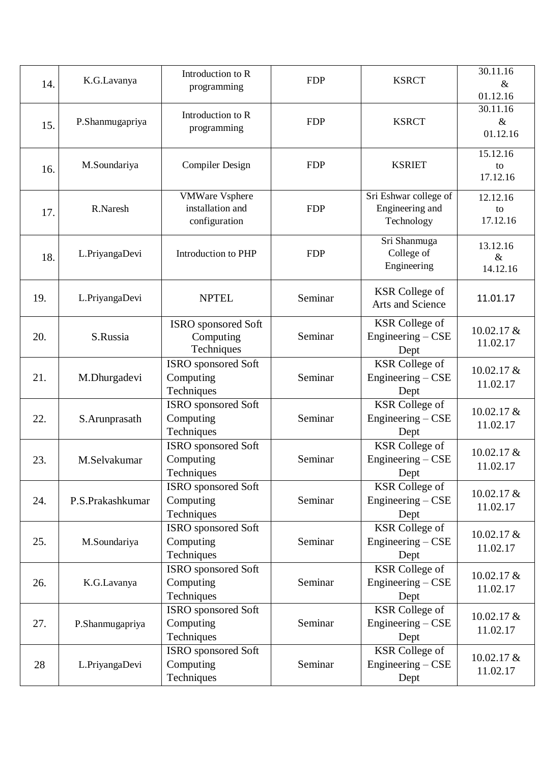| 14. | K.G.Lavanya | Introduction to R programming | FDP | KSRCT | 30.11.16 & 01.12.16 |
|---|---|---|---|---|---|
| 15. | P.Shanmugapriya | Introduction to R programming | FDP | KSRCT | 30.11.16 & 01.12.16 |
| 16. | M.Soundariya | Compiler Design | FDP | KSRIET | 15.12.16 to 17.12.16 |
| 17. | R.Naresh | VMWare Vsphere installation and configuration | FDP | Sri Eshwar college of Engineering and Technology | 12.12.16 to 17.12.16 |
| 18. | L.PriyangaDevi | Introduction to PHP | FDP | Sri Shanmuga College of Engineering | 13.12.16 & 14.12.16 |
| 19. | L.PriyangaDevi | NPTEL | Seminar | KSR College of Arts and Science | 11.01.17 |
| 20. | S.Russia | ISRO sponsored Soft Computing Techniques | Seminar | KSR College of Engineering – CSE Dept | 10.02.17 & 11.02.17 |
| 21. | M.Dhurgadevi | ISRO sponsored Soft Computing Techniques | Seminar | KSR College of Engineering – CSE Dept | 10.02.17 & 11.02.17 |
| 22. | S.Arunprasath | ISRO sponsored Soft Computing Techniques | Seminar | KSR College of Engineering – CSE Dept | 10.02.17 & 11.02.17 |
| 23. | M.Selvakumar | ISRO sponsored Soft Computing Techniques | Seminar | KSR College of Engineering – CSE Dept | 10.02.17 & 11.02.17 |
| 24. | P.S.Prakashkumar | ISRO sponsored Soft Computing Techniques | Seminar | KSR College of Engineering – CSE Dept | 10.02.17 & 11.02.17 |
| 25. | M.Soundariya | ISRO sponsored Soft Computing Techniques | Seminar | KSR College of Engineering – CSE Dept | 10.02.17 & 11.02.17 |
| 26. | K.G.Lavanya | ISRO sponsored Soft Computing Techniques | Seminar | KSR College of Engineering – CSE Dept | 10.02.17 & 11.02.17 |
| 27. | P.Shanmugapriya | ISRO sponsored Soft Computing Techniques | Seminar | KSR College of Engineering – CSE Dept | 10.02.17 & 11.02.17 |
| 28 | L.PriyangaDevi | ISRO sponsored Soft Computing Techniques | Seminar | KSR College of Engineering – CSE Dept | 10.02.17 & 11.02.17 |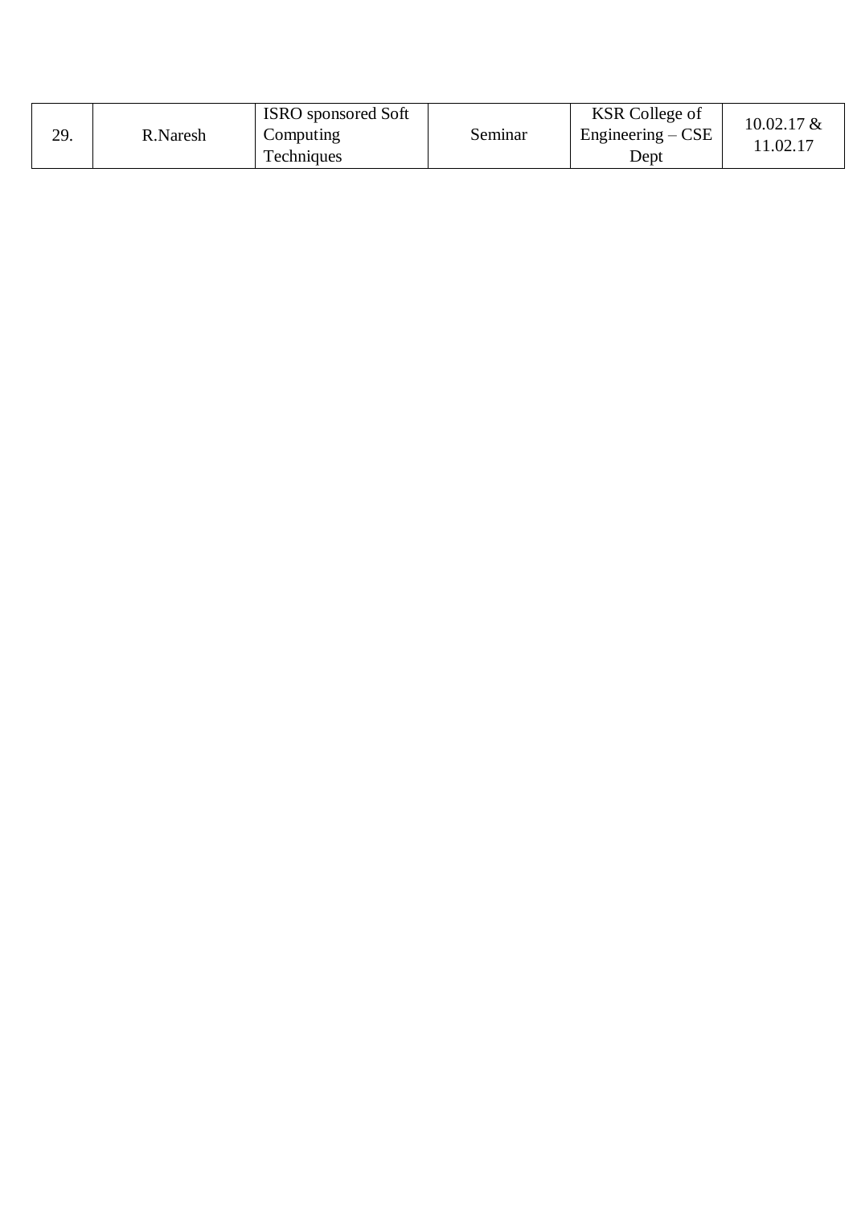| | | | | | |
|---|---|---|---|---|---|
| 29. | R.Naresh | ISRO sponsored Soft Computing Techniques | Seminar | KSR College of Engineering – CSE Dept | 10.02.17 & 11.02.17 |